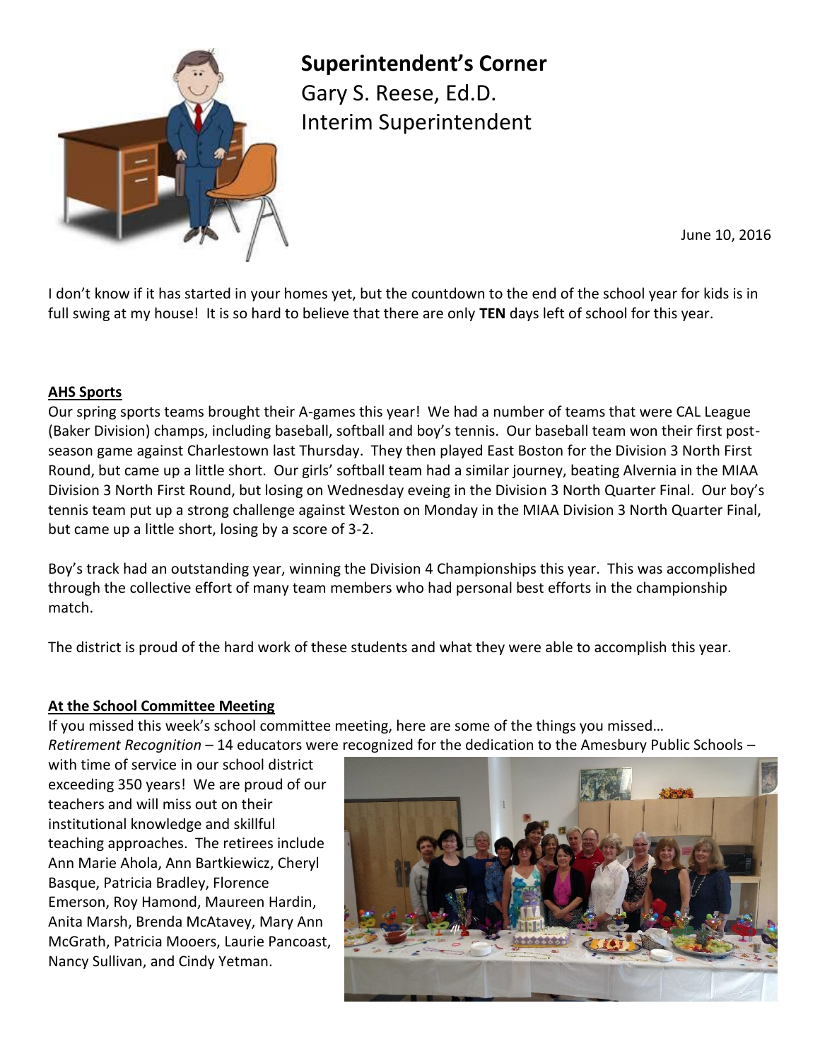# Superintendent's Corner

Gary S. Reese, Ed.D.
Interim Superintendent

June 10, 2016

I don't know if it has started in your homes yet, but the countdown to the end of the school year for kids is in full swing at my house! It is so hard to believe that there are only **TEN** days left of school for this year.

## AHS Sports

Our spring sports teams brought their A-games this year! We had a number of teams that were CAL League (Baker Division) champs, including baseball, softball and boy's tennis. Our baseball team won their first post-season game against Charlestown last Thursday. They then played East Boston for the Division 3 North First Round, but came up a little short. Our girls' softball team had a similar journey, beating Alvernia in the MIAA Division 3 North First Round, but losing on Wednesday eveing in the Division 3 North Quarter Final. Our boy's tennis team put up a strong challenge against Weston on Monday in the MIAA Division 3 North Quarter Final, but came up a little short, losing by a score of 3-2.

Boy's track had an outstanding year, winning the Division 4 Championships this year. This was accomplished through the collective effort of many team members who had personal best efforts in the championship match.

The district is proud of the hard work of these students and what they were able to accomplish this year.

## At the School Committee Meeting

If you missed this week's school committee meeting, here are some of the things you missed…

*Retirement Recognition* – 14 educators were recognized for the dedication to the Amesbury Public Schools – with time of service in our school district exceeding 350 years! We are proud of our teachers and will miss out on their institutional knowledge and skillful teaching approaches. The retirees include Ann Marie Ahola, Ann Bartkiewicz, Cheryl Basque, Patricia Bradley, Florence Emerson, Roy Hamond, Maureen Hardin, Anita Marsh, Brenda McAtavey, Mary Ann McGrath, Patricia Mooers, Laurie Pancoast, Nancy Sullivan, and Cindy Yetman.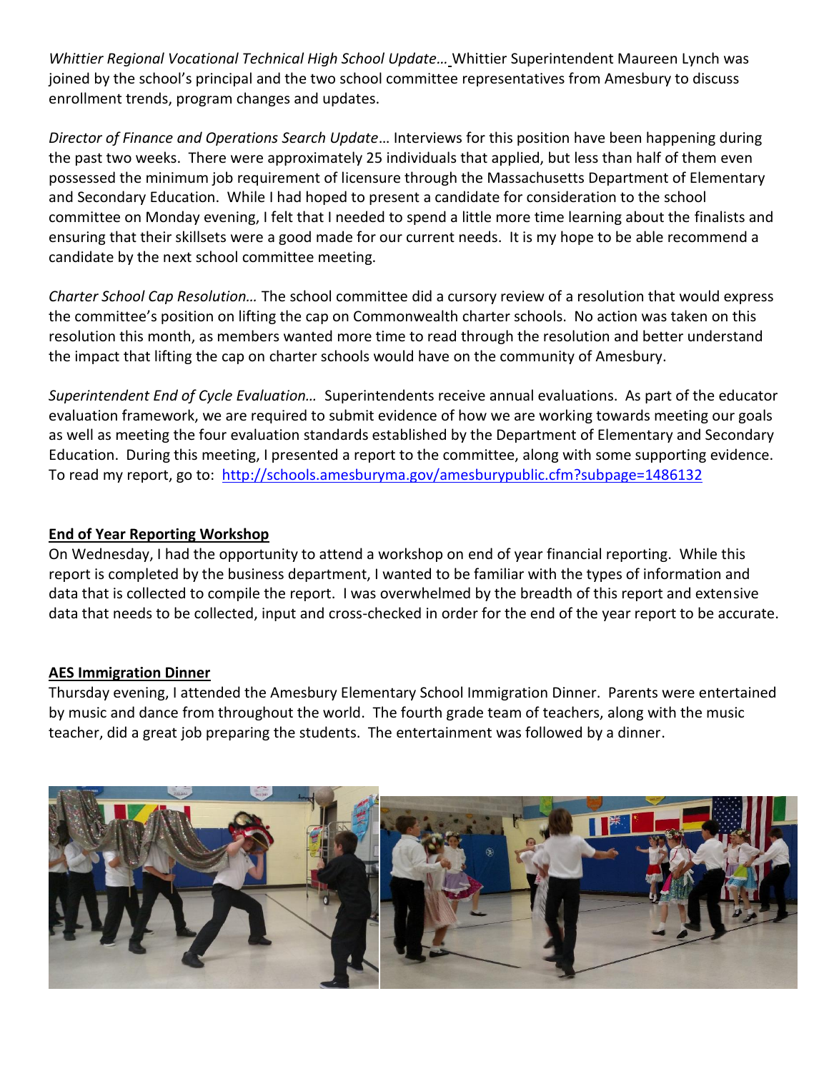*Whittier Regional Vocational Technical High School Update…* Whittier Superintendent Maureen Lynch was joined by the school's principal and the two school committee representatives from Amesbury to discuss enrollment trends, program changes and updates.

*Director of Finance and Operations Search Update*… Interviews for this position have been happening during the past two weeks. There were approximately 25 individuals that applied, but less than half of them even possessed the minimum job requirement of licensure through the Massachusetts Department of Elementary and Secondary Education. While I had hoped to present a candidate for consideration to the school committee on Monday evening, I felt that I needed to spend a little more time learning about the finalists and ensuring that their skillsets were a good made for our current needs. It is my hope to be able recommend a candidate by the next school committee meeting.

*Charter School Cap Resolution…* The school committee did a cursory review of a resolution that would express the committee's position on lifting the cap on Commonwealth charter schools. No action was taken on this resolution this month, as members wanted more time to read through the resolution and better understand the impact that lifting the cap on charter schools would have on the community of Amesbury.

*Superintendent End of Cycle Evaluation…* Superintendents receive annual evaluations. As part of the educator evaluation framework, we are required to submit evidence of how we are working towards meeting our goals as well as meeting the four evaluation standards established by the Department of Elementary and Secondary Education. During this meeting, I presented a report to the committee, along with some supporting evidence. To read my report, go to: http://schools.amesburyma.gov/amesburypublic.cfm?subpage=1486132

**End of Year Reporting Workshop**

On Wednesday, I had the opportunity to attend a workshop on end of year financial reporting. While this report is completed by the business department, I wanted to be familiar with the types of information and data that is collected to compile the report. I was overwhelmed by the breadth of this report and extensive data that needs to be collected, input and cross-checked in order for the end of the year report to be accurate.

**AES Immigration Dinner**

Thursday evening, I attended the Amesbury Elementary School Immigration Dinner. Parents were entertained by music and dance from throughout the world. The fourth grade team of teachers, along with the music teacher, did a great job preparing the students. The entertainment was followed by a dinner.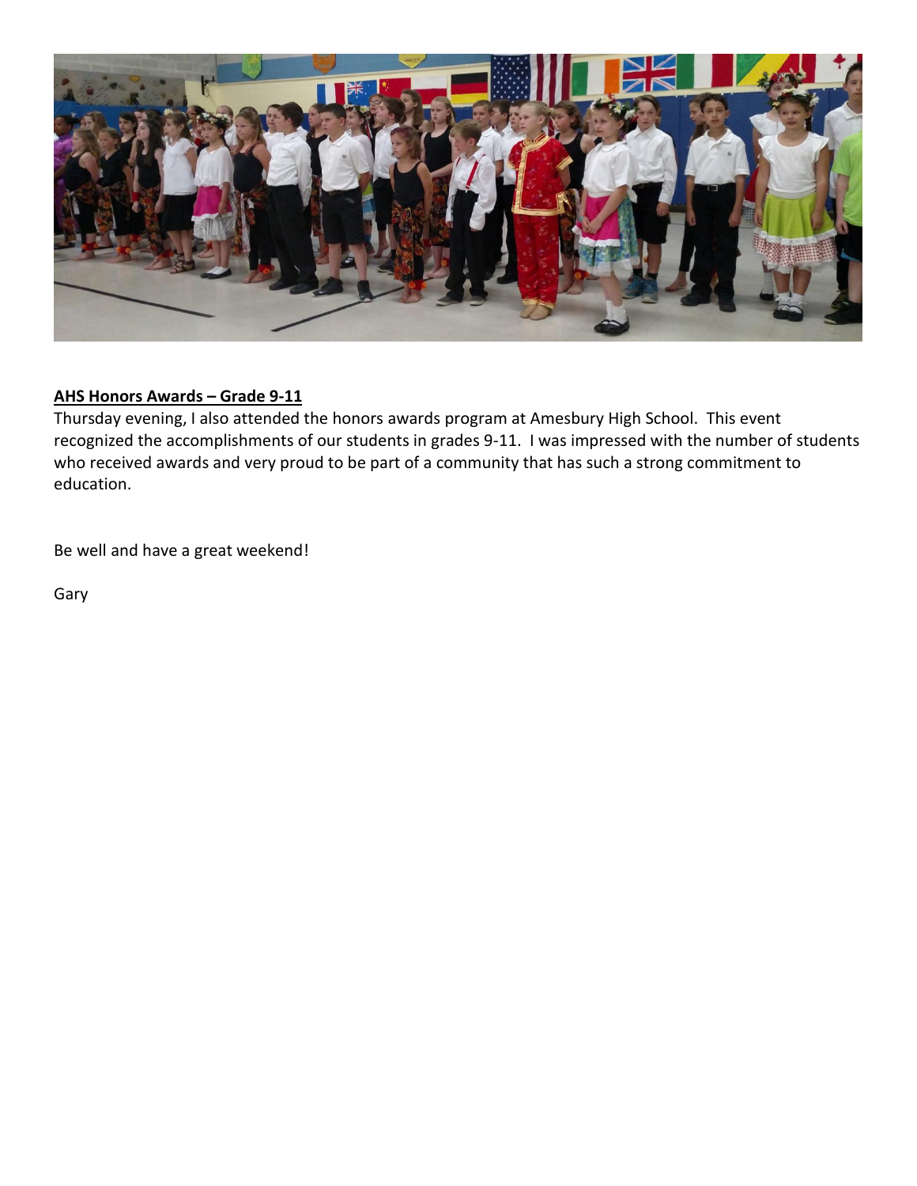**AHS Honors Awards – Grade 9-11**

Thursday evening, I also attended the honors awards program at Amesbury High School. This event recognized the accomplishments of our students in grades 9-11. I was impressed with the number of students who received awards and very proud to be part of a community that has such a strong commitment to education.

Be well and have a great weekend!

Gary